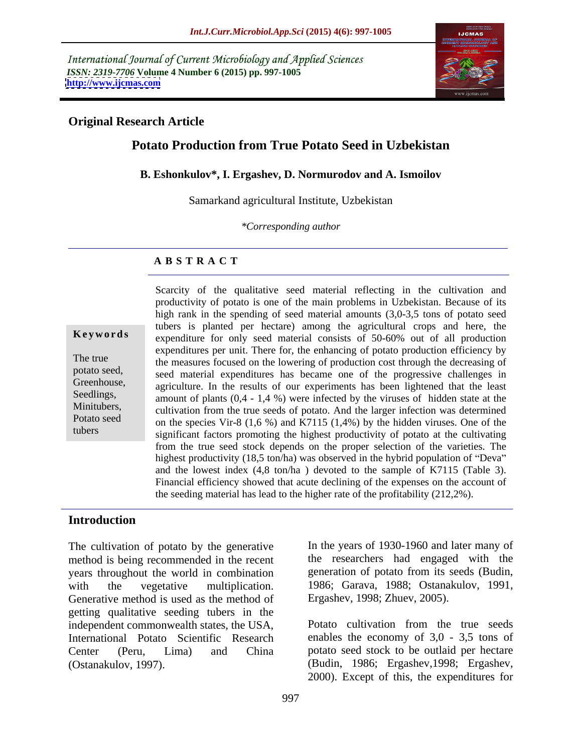International Journal of Current Microbiology and Applied Sciences
*ISSN: 2319-7706* **Volume 4 Number 6 (2015) pp. 997-1005**
**http://www.ijcmas.com**

**Original Research Article**

# Potato Production from True Potato Seed in Uzbekistan

**B. Eshonkulov\*, I. Ergashev, D. Normurodov and A. Ismoilov**

Samarkand agricultural Institute, Uzbekistan

*\*Corresponding author*

## A B S T R A C T

**Keywords**

The true potato seed, Greenhouse, Seedlings, Minitubers, Potato seed tubers

Scarcity of the qualitative seed material reflecting in the cultivation and productivity of potato is one of the main problems in Uzbekistan. Because of its high rank in the spending of seed material amounts (3,0-3,5 tons of potato seed tubers is planted per hectare) among the agricultural crops and here, the expenditure for only seed material consists of 50-60% out of all production expenditures per unit. There for, the enhancing of potato production efficiency by the measures focused on the lowering of production cost through the decreasing of seed material expenditures has became one of the progressive challenges in agriculture. In the results of our experiments has been lightened that the least amount of plants (0,4 - 1,4 %) were infected by the viruses of hidden state at the cultivation from the true seeds of potato. And the larger infection was determined on the species Vir-8 (1,6 %) and K7115 (1,4%) by the hidden viruses. One of the significant factors promoting the highest productivity of potato at the cultivating from the true seed stock depends on the proper selection of the varieties. The highest productivity (18,5 ton/ha) was observed in the hybrid population of "Deva" and the lowest index (4,8 ton/ha ) devoted to the sample of K7115 (Table 3). Financial efficiency showed that acute declining of the expenses on the account of the seeding material has lead to the higher rate of the profitability (212,2%).

## Introduction

The cultivation of potato by the generative method is being recommended in the recent years throughout the world in combination with the vegetative multiplication. Generative method is used as the method of getting qualitative seeding tubers in the independent commonwealth states, the USA, International Potato Scientific Research Center (Peru, Lima) and China (Ostanakulov, 1997).

In the years of 1930-1960 and later many of the researchers had engaged with the generation of potato from its seeds (Budin, 1986; Garava, 1988; Ostanakulov, 1991, Ergashev, 1998; Zhuev, 2005).

Potato cultivation from the true seeds enables the economy of 3,0 - 3,5 tons of potato seed stock to be outlaid per hectare (Budin, 1986; Ergashev,1998; Ergashev, 2000). Except of this, the expenditures for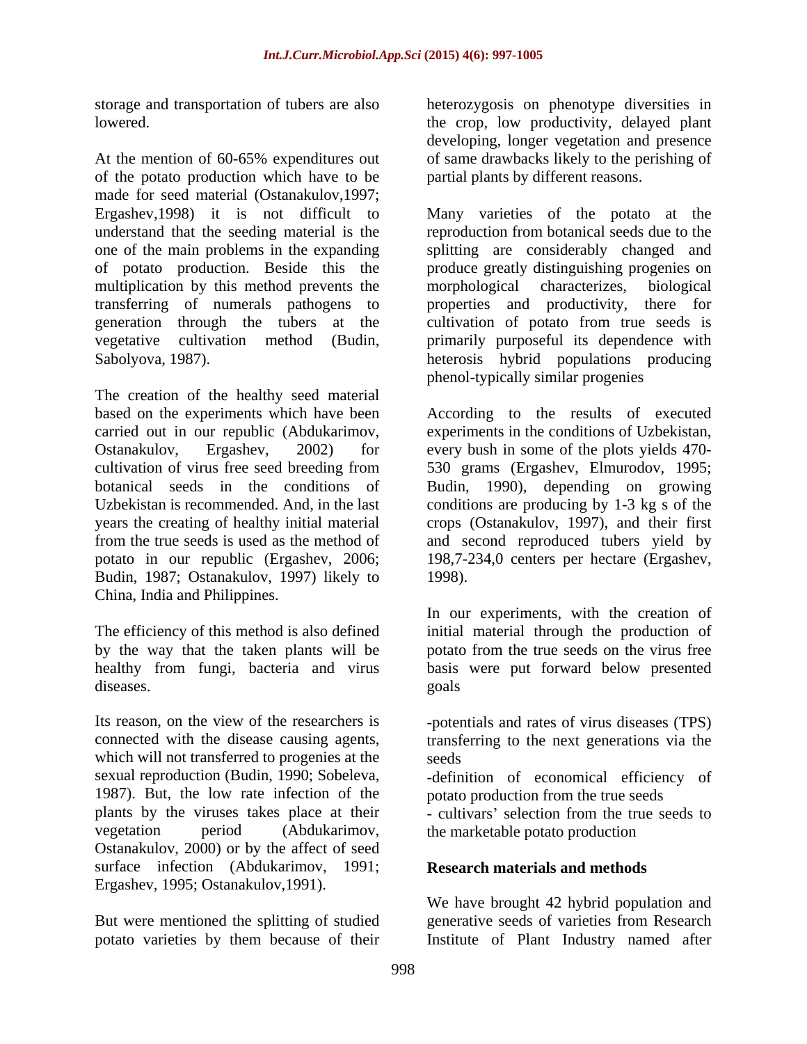storage and transportation of tubers are also lowered.

At the mention of 60-65% expenditures out of the potato production which have to be made for seed material (Ostanakulov,1997; Ergashev,1998) it is not difficult to understand that the seeding material is the one of the main problems in the expanding of potato production. Beside this the multiplication by this method prevents the transferring of numerals pathogens to generation through the tubers at the vegetative cultivation method (Budin, Sabolyova, 1987).

The creation of the healthy seed material based on the experiments which have been carried out in our republic (Abdukarimov, Ostanakulov, Ergashev, 2002) for cultivation of virus free seed breeding from botanical seeds in the conditions of Uzbekistan is recommended. And, in the last years the creating of healthy initial material from the true seeds is used as the method of potato in our republic (Ergashev, 2006; Budin, 1987; Ostanakulov, 1997) likely to China, India and Philippines.

The efficiency of this method is also defined by the way that the taken plants will be healthy from fungi, bacteria and virus diseases.

Its reason, on the view of the researchers is connected with the disease causing agents, which will not transferred to progenies at the sexual reproduction (Budin, 1990; Sobeleva, 1987). But, the low rate infection of the plants by the viruses takes place at their vegetation period (Abdukarimov, Ostanakulov, 2000) or by the affect of seed surface infection (Abdukarimov, 1991; Ergashev, 1995; Ostanakulov,1991).

But were mentioned the splitting of studied potato varieties by them because of their heterozygosis on phenotype diversities in the crop, low productivity, delayed plant developing, longer vegetation and presence of same drawbacks likely to the perishing of partial plants by different reasons.

Many varieties of the potato at the reproduction from botanical seeds due to the splitting are considerably changed and produce greatly distinguishing progenies on morphological characterizes, biological properties and productivity, there for cultivation of potato from true seeds is primarily purposeful its dependence with heterosis hybrid populations producing phenol-typically similar progenies

According to the results of executed experiments in the conditions of Uzbekistan, every bush in some of the plots yields 470-530 grams (Ergashev, Elmurodov, 1995; Budin, 1990), depending on growing conditions are producing by 1-3 kg s of the crops (Ostanakulov, 1997), and their first and second reproduced tubers yield by 198,7-234,0 centers per hectare (Ergashev, 1998).

In our experiments, with the creation of initial material through the production of potato from the true seeds on the virus free basis were put forward below presented goals

-potentials and rates of virus diseases (TPS) transferring to the next generations via the seeds

-definition of economical efficiency of potato production from the true seeds

- cultivars' selection from the true seeds to the marketable potato production

## Research materials and methods

We have brought 42 hybrid population and generative seeds of varieties from Research Institute of Plant Industry named after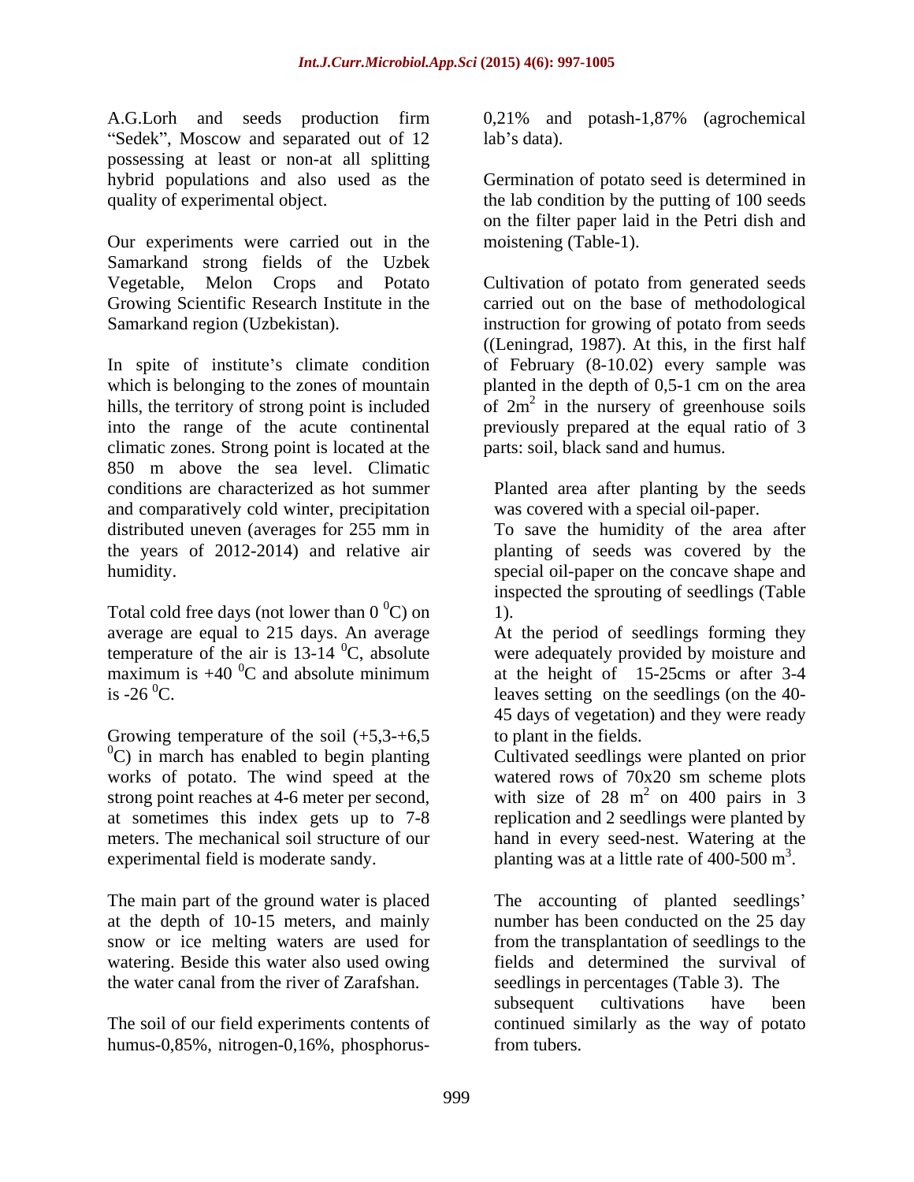A.G.Lorh and seeds production firm "Sedek", Moscow and separated out of 12 possessing at least or non-at all splitting hybrid populations and also used as the quality of experimental object.

Our experiments were carried out in the Samarkand strong fields of the Uzbek Vegetable, Melon Crops and Potato Growing Scientific Research Institute in the Samarkand region (Uzbekistan).

In spite of institute's climate condition which is belonging to the zones of mountain hills, the territory of strong point is included into the range of the acute continental climatic zones. Strong point is located at the 850 m above the sea level. Climatic conditions are characterized as hot summer and comparatively cold winter, precipitation distributed uneven (averages for 255 mm in the years of 2012-2014) and relative air humidity.

Total cold free days (not lower than 0 $^0$C) on average are equal to 215 days. An average temperature of the air is 13-14 $^0$C, absolute maximum is +40 $^0$C and absolute minimum is -26 $^0$C.

Growing temperature of the soil (+5,3-+6,5 $^0$C) in march has enabled to begin planting works of potato. The wind speed at the strong point reaches at 4-6 meter per second, at sometimes this index gets up to 7-8 meters. The mechanical soil structure of our experimental field is moderate sandy.

The main part of the ground water is placed at the depth of 10-15 meters, and mainly snow or ice melting waters are used for watering. Beside this water also used owing the water canal from the river of Zarafshan.

The soil of our field experiments contents of humus-0,85%, nitrogen-0,16%, phosphorus-0,21% and potash-1,87% (agrochemical lab's data).

Germination of potato seed is determined in the lab condition by the putting of 100 seeds on the filter paper laid in the Petri dish and moistening (Table-1).

Cultivation of potato from generated seeds carried out on the base of methodological instruction for growing of potato from seeds ((Leningrad, 1987). At this, in the first half of February (8-10.02) every sample was planted in the depth of 0,5-1 cm on the area of 2m$^2$ in the nursery of greenhouse soils previously prepared at the equal ratio of 3 parts: soil, black sand and humus.

Planted area after planting by the seeds was covered with a special oil-paper.

To save the humidity of the area after planting of seeds was covered by the special oil-paper on the concave shape and inspected the sprouting of seedlings (Table 1).

At the period of seedlings forming they were adequately provided by moisture and at the height of 15-25cms or after 3-4 leaves setting on the seedlings (on the 40-45 days of vegetation) and they were ready to plant in the fields.

Cultivated seedlings were planted on prior watered rows of 70x20 sm scheme plots with size of 28 m$^2$ on 400 pairs in 3 replication and 2 seedlings were planted by hand in every seed-nest. Watering at the planting was at a little rate of 400-500 m$^3$.

The accounting of planted seedlings' number has been conducted on the 25 day from the transplantation of seedlings to the fields and determined the survival of seedlings in percentages (Table 3). The subsequent cultivations have been continued similarly as the way of potato from tubers.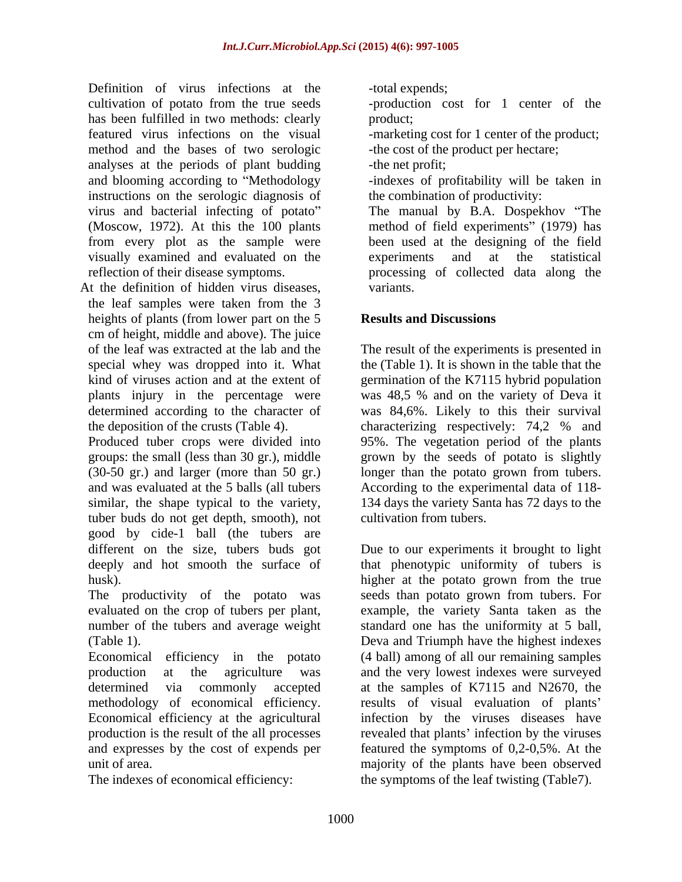Definition of virus infections at the cultivation of potato from the true seeds has been fulfilled in two methods: clearly featured virus infections on the visual method and the bases of two serologic analyses at the periods of plant budding and blooming according to "Methodology instructions on the serologic diagnosis of virus and bacterial infecting of potato" (Moscow, 1972). At this the 100 plants from every plot as the sample were visually examined and evaluated on the reflection of their disease symptoms.

At the definition of hidden virus diseases, the leaf samples were taken from the 3 heights of plants (from lower part on the 5 cm of height, middle and above). The juice of the leaf was extracted at the lab and the special whey was dropped into it. What kind of viruses action and at the extent of plants injury in the percentage were determined according to the character of the deposition of the crusts (Table 4).

Produced tuber crops were divided into groups: the small (less than 30 gr.), middle (30-50 gr.) and larger (more than 50 gr.) and was evaluated at the 5 balls (all tubers similar, the shape typical to the variety, tuber buds do not get depth, smooth), not good by cide-1 ball (the tubers are different on the size, tubers buds got deeply and hot smooth the surface of husk).

The productivity of the potato was evaluated on the crop of tubers per plant, number of the tubers and average weight (Table 1).

Economical efficiency in the potato production at the agriculture was determined via commonly accepted methodology of economical efficiency. Economical efficiency at the agricultural production is the result of the all processes and expresses by the cost of expends per unit of area.

The indexes of economical efficiency:

-total expends;

-production cost for 1 center of the product;

-marketing cost for 1 center of the product;

-the cost of the product per hectare;

-the net profit;

-indexes of profitability will be taken in the combination of productivity:

The manual by B.A. Dospekhov "The method of field experiments" (1979) has been used at the designing of the field experiments and at the statistical processing of collected data along the variants.

## Results and Discussions

The result of the experiments is presented in the (Table 1). It is shown in the table that the germination of the K7115 hybrid population was 48,5 % and on the variety of Deva it was 84,6%. Likely to this their survival characterizing respectively: 74,2 % and 95%. The vegetation period of the plants grown by the seeds of potato is slightly longer than the potato grown from tubers. According to the experimental data of 118-134 days the variety Santa has 72 days to the cultivation from tubers.

Due to our experiments it brought to light that phenotypic uniformity of tubers is higher at the potato grown from the true seeds than potato grown from tubers. For example, the variety Santa taken as the standard one has the uniformity at 5 ball, Deva and Triumph have the highest indexes (4 ball) among of all our remaining samples and the very lowest indexes were surveyed at the samples of K7115 and N2670, the results of visual evaluation of plants' infection by the viruses diseases have revealed that plants' infection by the viruses featured the symptoms of 0,2-0,5%. At the majority of the plants have been observed the symptoms of the leaf twisting (Table7).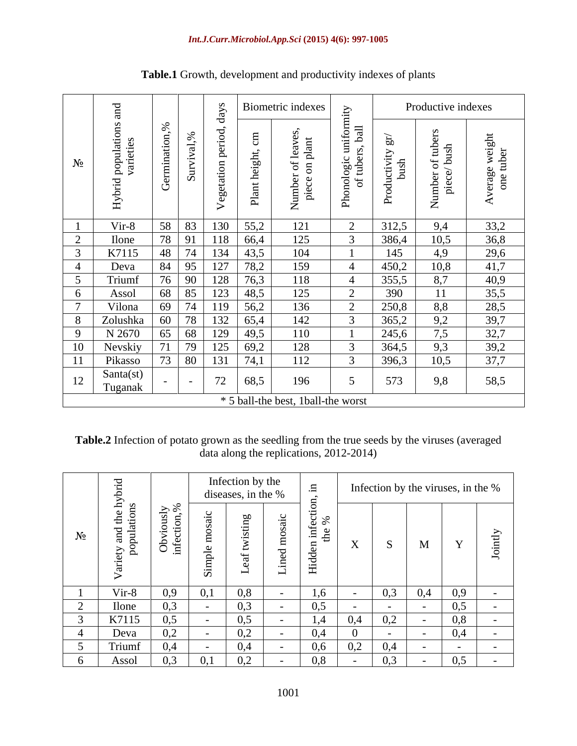**Table.1** Growth, development and productivity indexes of plants

| № | Hybrid populations and varieties | Germination,% | Survival,% | Vegetation period, days | Biometric indexes | | Phonologic uniformity of tubers, ball | Productive indexes | | |
|---|---|---|---|---|---|---|---|---|---|---|
| | | | | | Plant height, cm | Number of leaves, piece on plant | | Productivity gr/ bush | Number of tubers piece/ bush | Average weight one tuber |
| 1 | Vir-8 | 58 | 83 | 130 | 55,2 | 121 | 2 | 312,5 | 9,4 | 33,2 |
| 2 | Ilone | 78 | 91 | 118 | 66,4 | 125 | 3 | 386,4 | 10,5 | 36,8 |
| 3 | K7115 | 48 | 74 | 134 | 43,5 | 104 | 1 | 145 | 4,9 | 29,6 |
| 4 | Deva | 84 | 95 | 127 | 78,2 | 159 | 4 | 450,2 | 10,8 | 41,7 |
| 5 | Triumf | 76 | 90 | 128 | 76,3 | 118 | 4 | 355,5 | 8,7 | 40,9 |
| 6 | Assol | 68 | 85 | 123 | 48,5 | 125 | 2 | 390 | 11 | 35,5 |
| 7 | Vilona | 69 | 74 | 119 | 56,2 | 136 | 2 | 250,8 | 8,8 | 28,5 |
| 8 | Zolushka | 60 | 78 | 132 | 65,4 | 142 | 3 | 365,2 | 9,2 | 39,7 |
| 9 | N 2670 | 65 | 68 | 129 | 49,5 | 110 | 1 | 245,6 | 7,5 | 32,7 |
| 10 | Nevskiy | 71 | 79 | 125 | 69,2 | 128 | 3 | 364,5 | 9,3 | 39,2 |
| 11 | Pikasso | 73 | 80 | 131 | 74,1 | 112 | 3 | 396,3 | 10,5 | 37,7 |
| 12 | Santa(st) Tuganak | - | - | 72 | 68,5 | 196 | 5 | 573 | 9,8 | 58,5 |
| * 5 ball-the best, 1ball-the worst | | | | | | | | | | |

**Table.2** Infection of potato grown as the seedling from the true seeds by the viruses (averaged data along the replications, 2012-2014)

| № | Variety and the hybrid populations | Obviously infection,% | Infection by the diseases, in the % | | | Hidden infection, in the % | Infection by the viruses, in the % | | | | |
|---|---|---|---|---|---|---|---|---|---|---|---|
| | | | Simple mosaic | Leaf twisting | Lined mosaic | | X | S | M | Y | Jointly |
| 1 | Vir-8 | 0,9 | 0,1 | 0,8 | - | 1,6 | - | 0,3 | 0,4 | 0,9 | - |
| 2 | Ilone | 0,3 | - | 0,3 | - | 0,5 | - | - | - | 0,5 | - |
| 3 | K7115 | 0,5 | - | 0,5 | - | 1,4 | 0,4 | 0,2 | - | 0,8 | - |
| 4 | Deva | 0,2 | - | 0,2 | - | 0,4 | 0 | - | - | 0,4 | - |
| 5 | Triumf | 0,4 | - | 0,4 | - | 0,6 | 0,2 | 0,4 | - | - | - |
| 6 | Assol | 0,3 | 0,1 | 0,2 | - | 0,8 | - | 0,3 | - | 0,5 | - |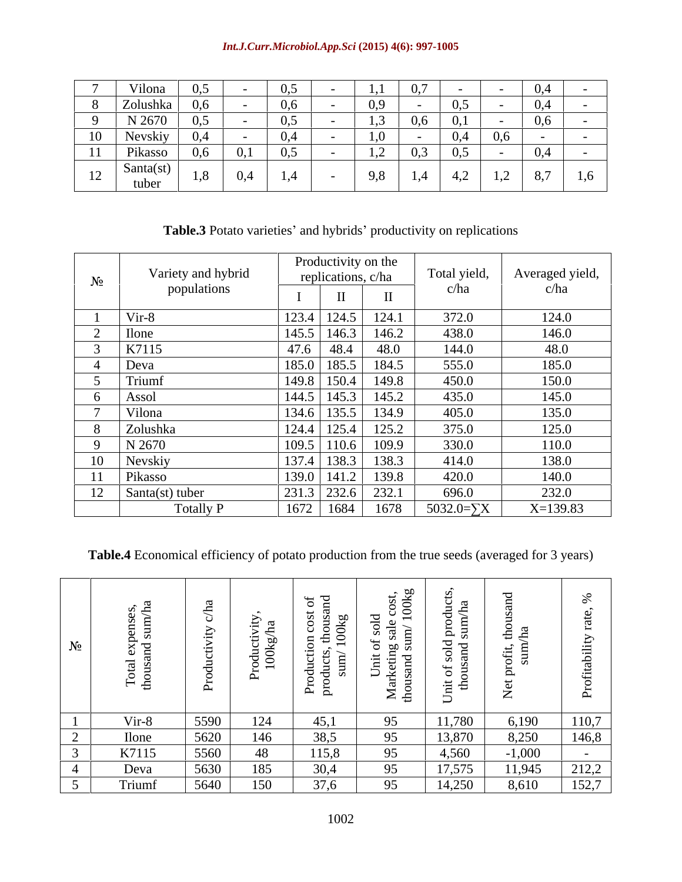| 7 | Vilona | 0,5 | - | 0,5 | - | 1,1 | 0,7 | - | - | 0,4 | - |
|---|---|---|---|---|---|---|---|---|---|---|---|
| 8 | Zolushka | 0,6 | - | 0,6 | - | 0,9 | - | 0,5 | - | 0,4 | - |
| 9 | N 2670 | 0,5 | - | 0,5 | - | 1,3 | 0,6 | 0,1 | - | 0,6 | - |
| 10 | Nevskiy | 0,4 | - | 0,4 | - | 1,0 | - | 0,4 | 0,6 | - | - |
| 11 | Pikasso | 0,6 | 0,1 | 0,5 | - | 1,2 | 0,3 | 0,5 | - | 0,4 | - |
| 12 | Santa(st) tuber | 1,8 | 0,4 | 1,4 | - | 9,8 | 1,4 | 4,2 | 1,2 | 8,7 | 1,6 |

**Table.3** Potato varieties' and hybrids' productivity on replications

| № | Variety and hybrid populations | Productivity on the replications, c/ha | | | Total yield, c/ha | Averaged yield, c/ha |
|---|---|---|---|---|---|---|
| | | I | II | II | | |
| 1 | Vir-8 | 123.4 | 124.5 | 124.1 | 372.0 | 124.0 |
| 2 | Ilone | 145.5 | 146.3 | 146.2 | 438.0 | 146.0 |
| 3 | K7115 | 47.6 | 48.4 | 48.0 | 144.0 | 48.0 |
| 4 | Deva | 185.0 | 185.5 | 184.5 | 555.0 | 185.0 |
| 5 | Triumf | 149.8 | 150.4 | 149.8 | 450.0 | 150.0 |
| 6 | Assol | 144.5 | 145.3 | 145.2 | 435.0 | 145.0 |
| 7 | Vilona | 134.6 | 135.5 | 134.9 | 405.0 | 135.0 |
| 8 | Zolushka | 124.4 | 125.4 | 125.2 | 375.0 | 125.0 |
| 9 | N 2670 | 109.5 | 110.6 | 109.9 | 330.0 | 110.0 |
| 10 | Nevskiy | 137.4 | 138.3 | 138.3 | 414.0 | 138.0 |
| 11 | Pikasso | 139.0 | 141.2 | 139.8 | 420.0 | 140.0 |
| 12 | Santa(st) tuber | 231.3 | 232.6 | 232.1 | 696.0 | 232.0 |
| | Totally P | 1672 | 1684 | 1678 | 5032.0=∑X | X=139.83 |

**Table.4** Economical efficiency of potato production from the true seeds (averaged for 3 years)

| № | Total expenses, thousand sum/ha | Productivity c/ha | Productivity, 100kg/ha | Production cost of products, thousand sum/ 100kg | Unit of sold Marketing sale cost, thousand sum/ 100kg | Unit of sold products, thousand sum/ha | Net profit, thousand sum/ha | Profitability rate, % |
|---|---|---|---|---|---|---|---|---|
| 1 | Vir-8 | 5590 | 124 | 45,1 | 95 | 11,780 | 6,190 | 110,7 |
| 2 | Ilone | 5620 | 146 | 38,5 | 95 | 13,870 | 8,250 | 146,8 |
| 3 | K7115 | 5560 | 48 | 115,8 | 95 | 4,560 | -1,000 | - |
| 4 | Deva | 5630 | 185 | 30,4 | 95 | 17,575 | 11,945 | 212,2 |
| 5 | Triumf | 5640 | 150 | 37,6 | 95 | 14,250 | 8,610 | 152,7 |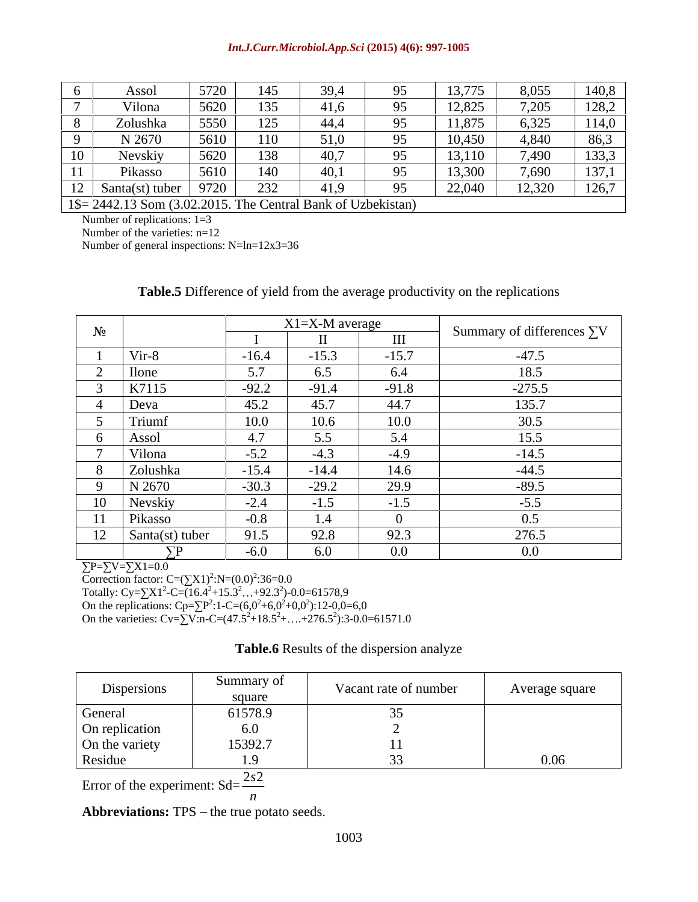| 6 | Assol | 5720 | 145 | 39,4 | 95 | 13,775 | 8,055 | 140,8 |
|---|---|---|---|---|---|---|---|---|
| 7 | Vilona | 5620 | 135 | 41,6 | 95 | 12,825 | 7,205 | 128,2 |
| 8 | Zolushka | 5550 | 125 | 44,4 | 95 | 11,875 | 6,325 | 114,0 |
| 9 | N 2670 | 5610 | 110 | 51,0 | 95 | 10,450 | 4,840 | 86,3 |
| 10 | Nevskiy | 5620 | 138 | 40,7 | 95 | 13,110 | 7,490 | 133,3 |
| 11 | Pikasso | 5610 | 140 | 40,1 | 95 | 13,300 | 7,690 | 137,1 |
| 12 | Santa(st) tuber | 9720 | 232 | 41,9 | 95 | 22,040 | 12,320 | 126,7 |
| 1$= 2442.13 Som (3.02.2015. The Central Bank of Uzbekistan) | | | | | | | | |

Number of replications: 1=3

Number of the varieties: n=12

Number of general inspections: N=ln=12x3=36

**Table.5** Difference of yield from the average productivity on the replications

| № | | X1=X-M average | | | Summary of differences ∑V |
|---|---|---|---|---|---|
| | | I | II | III | |
| 1 | Vir-8 | -16.4 | -15.3 | -15.7 | -47.5 |
| 2 | Ilone | 5.7 | 6.5 | 6.4 | 18.5 |
| 3 | K7115 | -92.2 | -91.4 | -91.8 | -275.5 |
| 4 | Deva | 45.2 | 45.7 | 44.7 | 135.7 |
| 5 | Triumf | 10.0 | 10.6 | 10.0 | 30.5 |
| 6 | Assol | 4.7 | 5.5 | 5.4 | 15.5 |
| 7 | Vilona | -5.2 | -4.3 | -4.9 | -14.5 |
| 8 | Zolushka | -15.4 | -14.4 | 14.6 | -44.5 |
| 9 | N 2670 | -30.3 | -29.2 | 29.9 | -89.5 |
| 10 | Nevskiy | -2.4 | -1.5 | -1.5 | -5.5 |
| 11 | Pikasso | -0.8 | 1.4 | 0 | 0.5 |
| 12 | Santa(st) tuber | 91.5 | 92.8 | 92.3 | 276.5 |
| | ∑P | -6.0 | 6.0 | 0.0 | 0.0 |

∑P=∑V=∑X1=0.0

Correction factor: $C=(\sum X1)^2:N=(0.0)^2:36=0.0$

Totally: $Cy=\sum X1^2-C=(16.4^2+15.3^2 \ldots +92.3^2)-0.0=61578{,}9$

On the replications: $Cp=\sum P^2:1-C=(6{,}0^2+6{,}0^2+0{,}0^2):12-0{,}0=6{,}0$

On the varieties: $Cv=\sum V:n-C=(47.5^2+18.5^2+\ldots+276.5^2):3-0.0=61571.0$

**Table.6** Results of the dispersion analyze

| Dispersions | Summary of square | Vacant rate of number | Average square |
|---|---|---|---|
| General | 61578.9 | 35 | |
| On replication | 6.0 | 2 | |
| On the variety | 15392.7 | 11 | |
| Residue | 1.9 | 33 | 0.06 |

Error of the experiment: $Sd=\frac{2s2}{n}$

**Abbreviations:** TPS – the true potato seeds.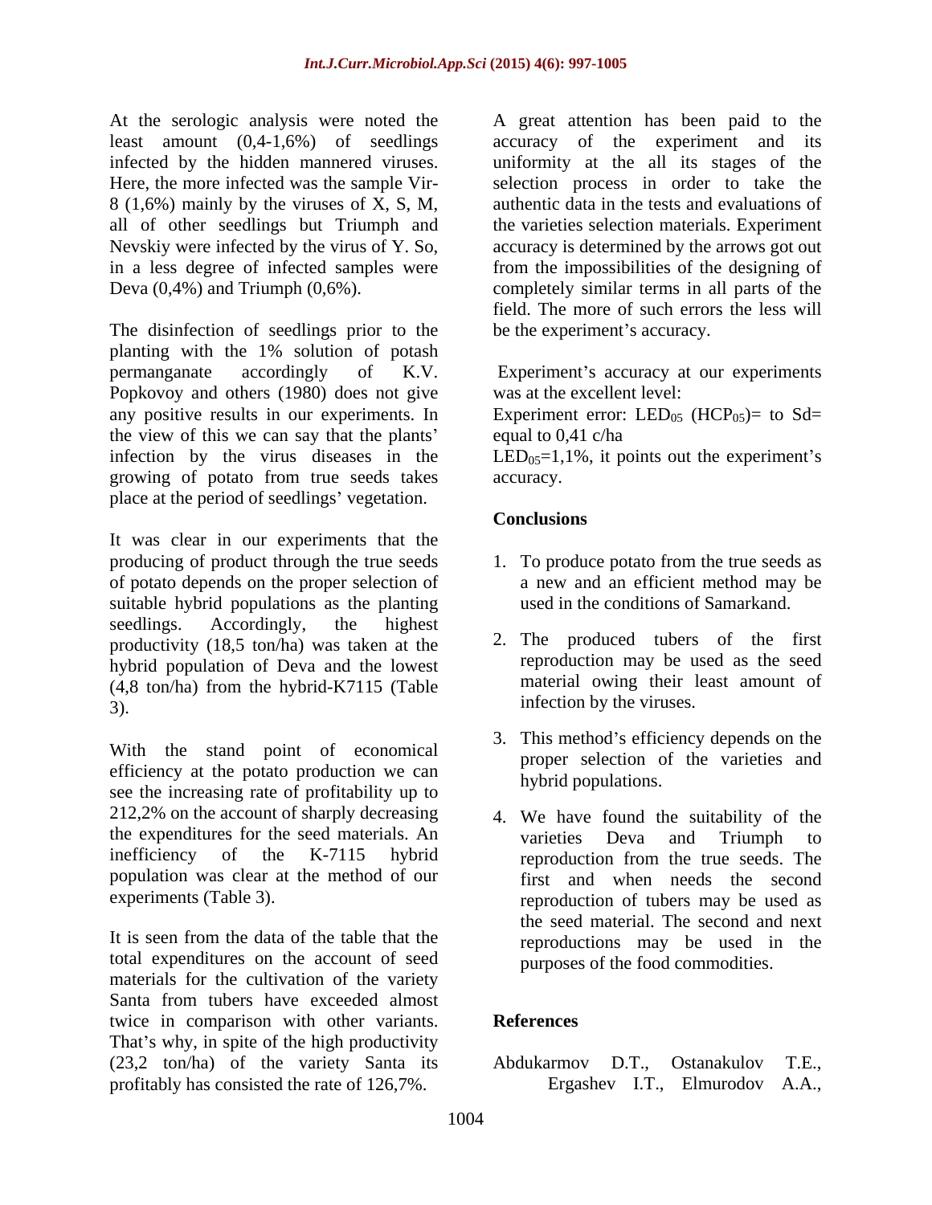At the serologic analysis were noted the least amount (0,4-1,6%) of seedlings infected by the hidden mannered viruses. Here, the more infected was the sample Vir-8 (1,6%) mainly by the viruses of X, S, M, all of other seedlings but Triumph and Nevskiy were infected by the virus of Y. So, in a less degree of infected samples were Deva (0,4%) and Triumph (0,6%).

The disinfection of seedlings prior to the planting with the 1% solution of potash permanganate accordingly of K.V. Popkovoy and others (1980) does not give any positive results in our experiments. In the view of this we can say that the plants' infection by the virus diseases in the growing of potato from true seeds takes place at the period of seedlings' vegetation.

It was clear in our experiments that the producing of product through the true seeds of potato depends on the proper selection of suitable hybrid populations as the planting seedlings. Accordingly, the highest productivity (18,5 ton/ha) was taken at the hybrid population of Deva and the lowest (4,8 ton/ha) from the hybrid-K7115 (Table 3).

With the stand point of economical efficiency at the potato production we can see the increasing rate of profitability up to 212,2% on the account of sharply decreasing the expenditures for the seed materials. An inefficiency of the K-7115 hybrid population was clear at the method of our experiments (Table 3).

It is seen from the data of the table that the total expenditures on the account of seed materials for the cultivation of the variety Santa from tubers have exceeded almost twice in comparison with other variants. That's why, in spite of the high productivity (23,2 ton/ha) of the variety Santa its profitably has consisted the rate of 126,7%.

A great attention has been paid to the accuracy of the experiment and its uniformity at the all its stages of the selection process in order to take the authentic data in the tests and evaluations of the varieties selection materials. Experiment accuracy is determined by the arrows got out from the impossibilities of the designing of completely similar terms in all parts of the field. The more of such errors the less will be the experiment's accuracy.

Experiment's accuracy at our experiments was at the excellent level:

Experiment error: $LED_{05}$ ($HCP_{05}$)= to Sd= equal to 0,41 c/ha

$LED_{05}$=1,1%, it points out the experiment's accuracy.

## Conclusions

1. To produce potato from the true seeds as a new and an efficient method may be used in the conditions of Samarkand.
2. The produced tubers of the first reproduction may be used as the seed material owing their least amount of infection by the viruses.
3. This method's efficiency depends on the proper selection of the varieties and hybrid populations.
4. We have found the suitability of the varieties Deva and Triumph to reproduction from the true seeds. The first and when needs the second reproduction of tubers may be used as the seed material. The second and next reproductions may be used in the purposes of the food commodities.

## References

Abdukarmov D.T., Ostanakulov T.E., Ergashev I.T., Elmurodov A.A.,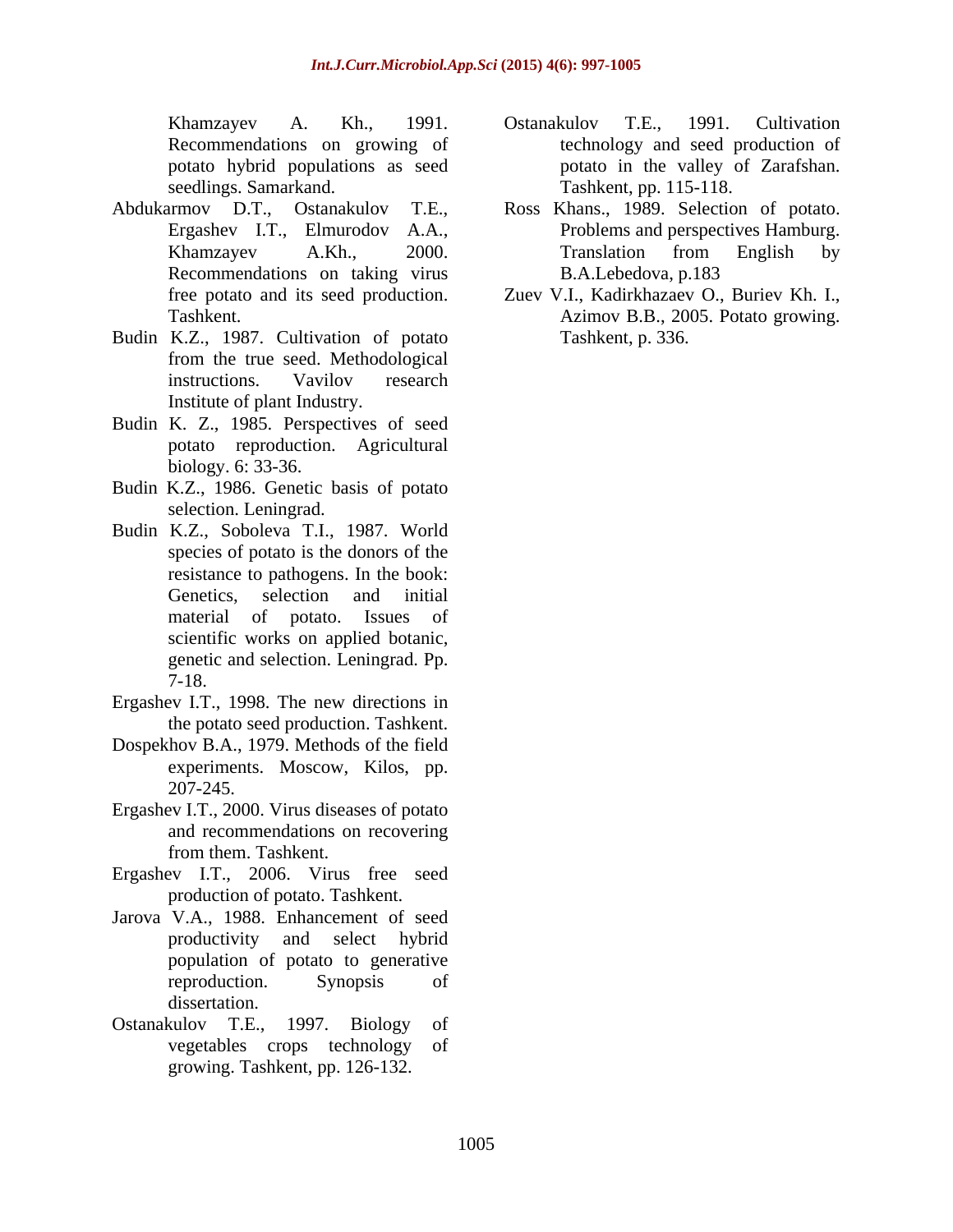Khamzayev A. Kh., 1991. Recommendations on growing of potato hybrid populations as seed seedlings. Samarkand.

Abdukarmov D.T., Ostanakulov T.E., Ergashev I.T., Elmurodov A.A., Khamzayev A.Kh., 2000. Recommendations on taking virus free potato and its seed production. Tashkent.

Budin K.Z., 1987. Cultivation of potato from the true seed. Methodological instructions. Vavilov research Institute of plant Industry.

Budin K. Z., 1985. Perspectives of seed potato reproduction. Agricultural biology. 6: 33-36.

Budin K.Z., 1986. Genetic basis of potato selection. Leningrad.

Budin K.Z., Soboleva T.I., 1987. World species of potato is the donors of the resistance to pathogens. In the book: Genetics, selection and initial material of potato. Issues of scientific works on applied botanic, genetic and selection. Leningrad. Pp. 7-18.

Ergashev I.T., 1998. The new directions in the potato seed production. Tashkent.

Dospekhov B.A., 1979. Methods of the field experiments. Moscow, Kilos, pp. 207-245.

Ergashev I.T., 2000. Virus diseases of potato and recommendations on recovering from them. Tashkent.

Ergashev I.T., 2006. Virus free seed production of potato. Tashkent.

Jarova V.A., 1988. Enhancement of seed productivity and select hybrid population of potato to generative reproduction. Synopsis of dissertation.

Ostanakulov T.E., 1997. Biology of vegetables crops technology of growing. Tashkent, pp. 126-132.

Ostanakulov T.E., 1991. Cultivation technology and seed production of potato in the valley of Zarafshan. Tashkent, pp. 115-118.

Ross Khans., 1989. Selection of potato. Problems and perspectives Hamburg. Translation from English by B.A.Lebedova, p.183

Zuev V.I., Kadirkhazaev O., Buriev Kh. I., Azimov B.B., 2005. Potato growing. Tashkent, p. 336.